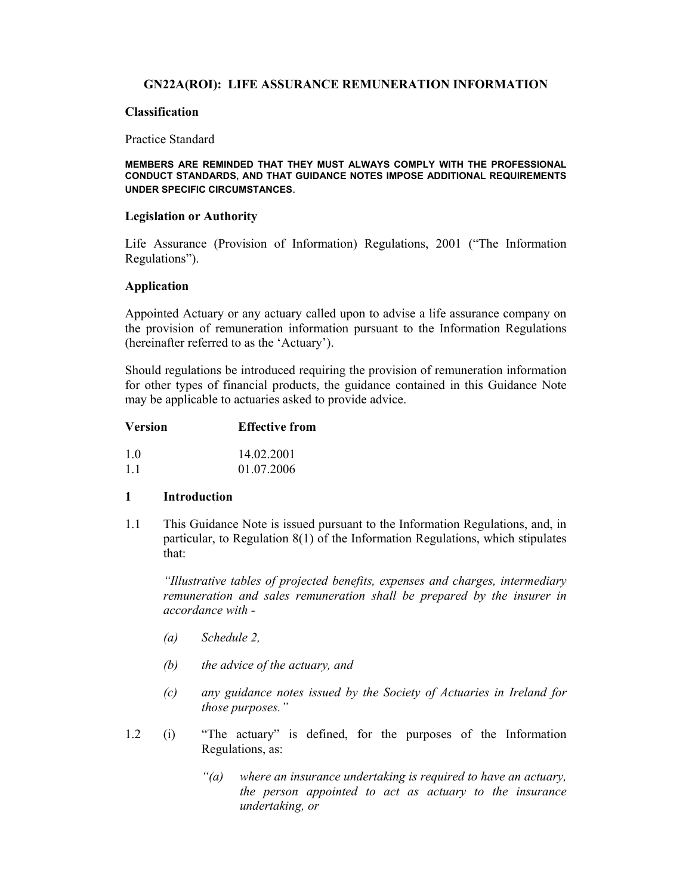# GN22A(ROI): LIFE ASSURANCE REMUNERATION INFORMATION

## Classification

Practice Standard

**MEMBERS ARE REMINDED THAT THEY MUST ALWAYS COMPLY WITH THE PROFESSIONAL CONDUCT STANDARDS, AND THAT GUIDANCE NOTES IMPOSE ADDITIONAL REQUIREMENTS UNDER SPECIFIC CIRCUMSTANCES.**

## Legislation or Authority

Life Assurance (Provision of Information) Regulations, 2001 ("The Information Regulations").

## Application

Appointed Actuary or any actuary called upon to advise a life assurance company on the provision of remuneration information pursuant to the Information Regulations (hereinafter referred to as the 'Actuary').

Should regulations be introduced requiring the provision of remuneration information for other types of financial products, the guidance contained in this Guidance Note may be applicable to actuaries asked to provide advice.

| Version | Effective from |
|---|---|
| 1.0 | 14.02.2001 |
| 1.1 | 01.07.2006 |

## 1 Introduction

1.1 This Guidance Note is issued pursuant to the Information Regulations, and, in particular, to Regulation 8(1) of the Information Regulations, which stipulates that:

*"Illustrative tables of projected benefits, expenses and charges, intermediary remuneration and sales remuneration shall be prepared by the insurer in accordance with -*

- *(a) Schedule 2,*
- *(b) the advice of the actuary, and*
- *(c) any guidance notes issued by the Society of Actuaries in Ireland for those purposes."*

1.2 (i) "The actuary" is defined, for the purposes of the Information Regulations, as:

*"(a) where an insurance undertaking is required to have an actuary, the person appointed to act as actuary to the insurance undertaking, or*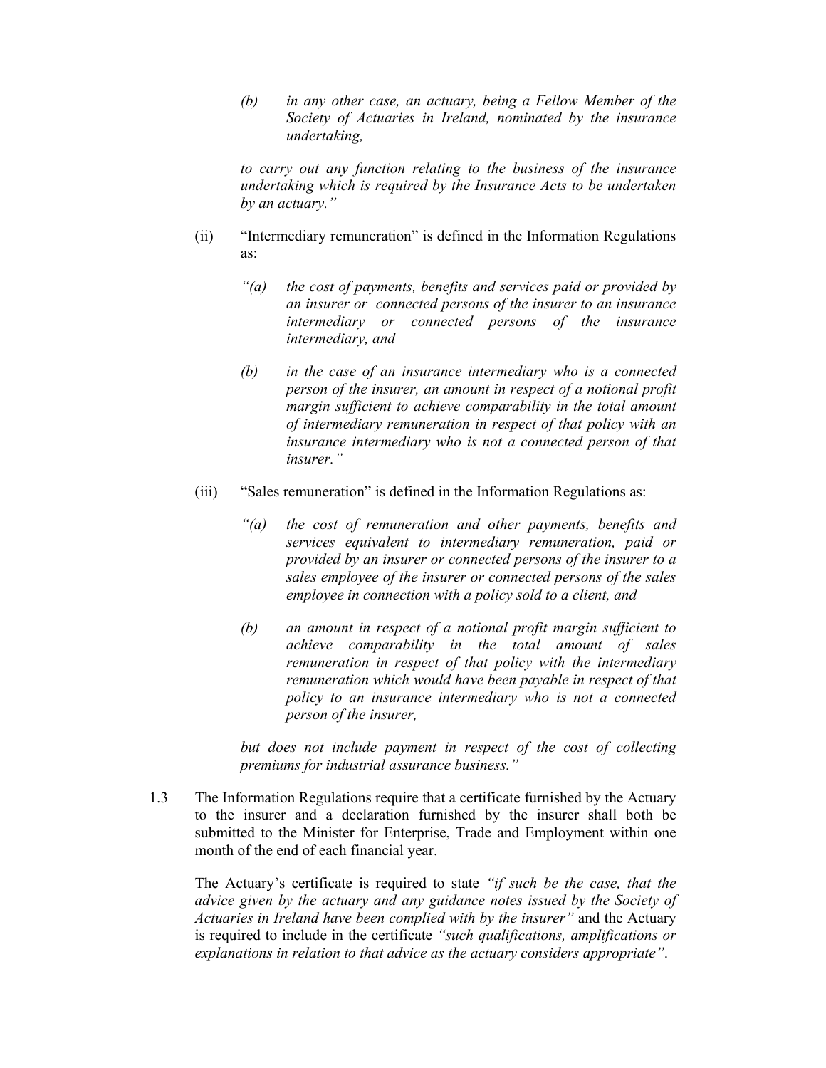> *(b) in any other case, an actuary, being a Fellow Member of the Society of Actuaries in Ireland, nominated by the insurance undertaking,*
>
> *to carry out any function relating to the business of the insurance undertaking which is required by the Insurance Acts to be undertaken by an actuary."*

(ii) "Intermediary remuneration" is defined in the Information Regulations as:

> *"(a) the cost of payments, benefits and services paid or provided by an insurer or connected persons of the insurer to an insurance intermediary or connected persons of the insurance intermediary, and*
>
> *(b) in the case of an insurance intermediary who is a connected person of the insurer, an amount in respect of a notional profit margin sufficient to achieve comparability in the total amount of intermediary remuneration in respect of that policy with an insurance intermediary who is not a connected person of that insurer."*

(iii) "Sales remuneration" is defined in the Information Regulations as:

> *"(a) the cost of remuneration and other payments, benefits and services equivalent to intermediary remuneration, paid or provided by an insurer or connected persons of the insurer to a sales employee of the insurer or connected persons of the sales employee in connection with a policy sold to a client, and*
>
> *(b) an amount in respect of a notional profit margin sufficient to achieve comparability in the total amount of sales remuneration in respect of that policy with the intermediary remuneration which would have been payable in respect of that policy to an insurance intermediary who is not a connected person of the insurer,*
>
> *but does not include payment in respect of the cost of collecting premiums for industrial assurance business."*

1.3 The Information Regulations require that a certificate furnished by the Actuary to the insurer and a declaration furnished by the insurer shall both be submitted to the Minister for Enterprise, Trade and Employment within one month of the end of each financial year.

The Actuary's certificate is required to state *"if such be the case, that the advice given by the actuary and any guidance notes issued by the Society of Actuaries in Ireland have been complied with by the insurer"* and the Actuary is required to include in the certificate *"such qualifications, amplifications or explanations in relation to that advice as the actuary considers appropriate"*.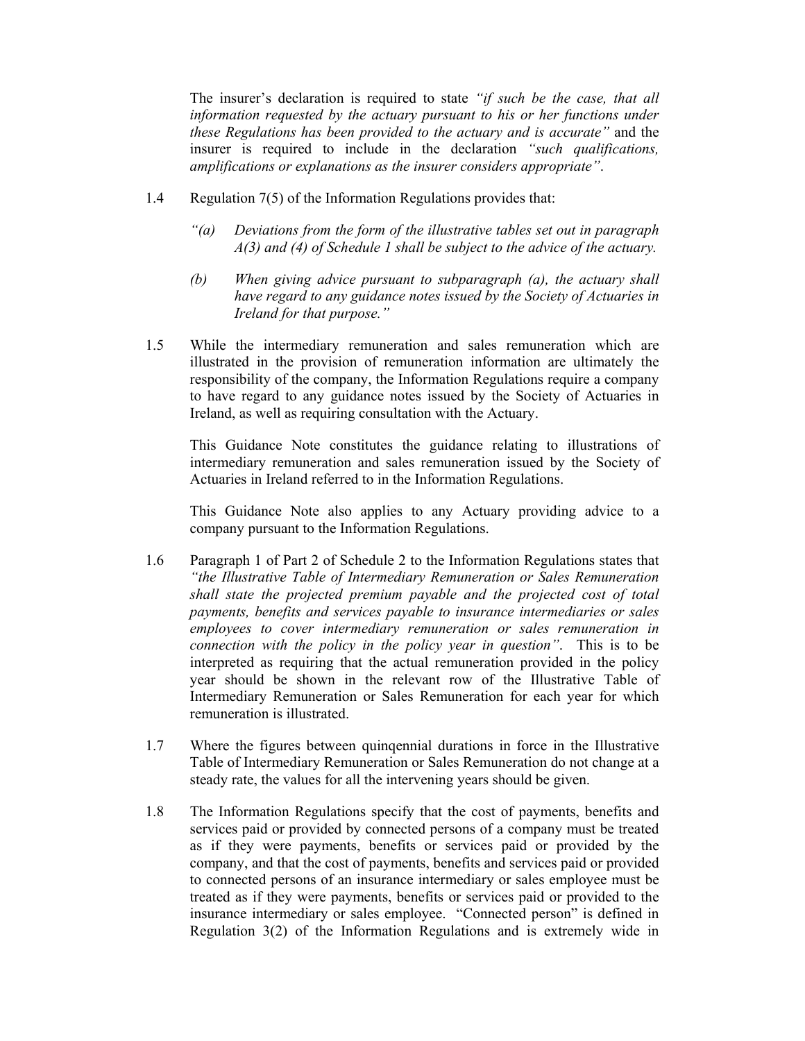The insurer's declaration is required to state *"if such be the case, that all information requested by the actuary pursuant to his or her functions under these Regulations has been provided to the actuary and is accurate"* and the insurer is required to include in the declaration *"such qualifications, amplifications or explanations as the insurer considers appropriate"*.

1.4 Regulation 7(5) of the Information Regulations provides that:

*"(a) Deviations from the form of the illustrative tables set out in paragraph A(3) and (4) of Schedule 1 shall be subject to the advice of the actuary.*

*(b) When giving advice pursuant to subparagraph (a), the actuary shall have regard to any guidance notes issued by the Society of Actuaries in Ireland for that purpose."*

1.5 While the intermediary remuneration and sales remuneration which are illustrated in the provision of remuneration information are ultimately the responsibility of the company, the Information Regulations require a company to have regard to any guidance notes issued by the Society of Actuaries in Ireland, as well as requiring consultation with the Actuary.

This Guidance Note constitutes the guidance relating to illustrations of intermediary remuneration and sales remuneration issued by the Society of Actuaries in Ireland referred to in the Information Regulations.

This Guidance Note also applies to any Actuary providing advice to a company pursuant to the Information Regulations.

1.6 Paragraph 1 of Part 2 of Schedule 2 to the Information Regulations states that *"the Illustrative Table of Intermediary Remuneration or Sales Remuneration shall state the projected premium payable and the projected cost of total payments, benefits and services payable to insurance intermediaries or sales employees to cover intermediary remuneration or sales remuneration in connection with the policy in the policy year in question"*. This is to be interpreted as requiring that the actual remuneration provided in the policy year should be shown in the relevant row of the Illustrative Table of Intermediary Remuneration or Sales Remuneration for each year for which remuneration is illustrated.

1.7 Where the figures between quinqennial durations in force in the Illustrative Table of Intermediary Remuneration or Sales Remuneration do not change at a steady rate, the values for all the intervening years should be given.

1.8 The Information Regulations specify that the cost of payments, benefits and services paid or provided by connected persons of a company must be treated as if they were payments, benefits or services paid or provided by the company, and that the cost of payments, benefits and services paid or provided to connected persons of an insurance intermediary or sales employee must be treated as if they were payments, benefits or services paid or provided to the insurance intermediary or sales employee. "Connected person" is defined in Regulation 3(2) of the Information Regulations and is extremely wide in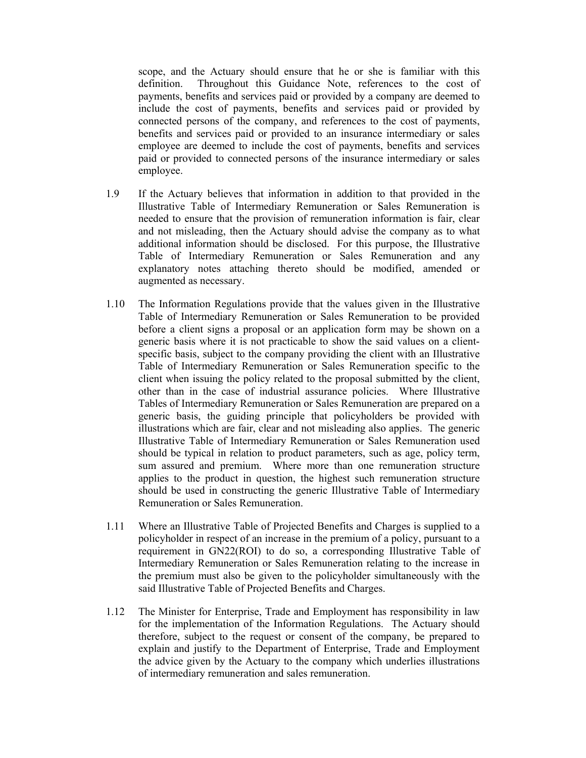scope, and the Actuary should ensure that he or she is familiar with this definition. Throughout this Guidance Note, references to the cost of payments, benefits and services paid or provided by a company are deemed to include the cost of payments, benefits and services paid or provided by connected persons of the company, and references to the cost of payments, benefits and services paid or provided to an insurance intermediary or sales employee are deemed to include the cost of payments, benefits and services paid or provided to connected persons of the insurance intermediary or sales employee.

1.9 If the Actuary believes that information in addition to that provided in the Illustrative Table of Intermediary Remuneration or Sales Remuneration is needed to ensure that the provision of remuneration information is fair, clear and not misleading, then the Actuary should advise the company as to what additional information should be disclosed. For this purpose, the Illustrative Table of Intermediary Remuneration or Sales Remuneration and any explanatory notes attaching thereto should be modified, amended or augmented as necessary.

1.10 The Information Regulations provide that the values given in the Illustrative Table of Intermediary Remuneration or Sales Remuneration to be provided before a client signs a proposal or an application form may be shown on a generic basis where it is not practicable to show the said values on a client-specific basis, subject to the company providing the client with an Illustrative Table of Intermediary Remuneration or Sales Remuneration specific to the client when issuing the policy related to the proposal submitted by the client, other than in the case of industrial assurance policies. Where Illustrative Tables of Intermediary Remuneration or Sales Remuneration are prepared on a generic basis, the guiding principle that policyholders be provided with illustrations which are fair, clear and not misleading also applies. The generic Illustrative Table of Intermediary Remuneration or Sales Remuneration used should be typical in relation to product parameters, such as age, policy term, sum assured and premium. Where more than one remuneration structure applies to the product in question, the highest such remuneration structure should be used in constructing the generic Illustrative Table of Intermediary Remuneration or Sales Remuneration.

1.11 Where an Illustrative Table of Projected Benefits and Charges is supplied to a policyholder in respect of an increase in the premium of a policy, pursuant to a requirement in GN22(ROI) to do so, a corresponding Illustrative Table of Intermediary Remuneration or Sales Remuneration relating to the increase in the premium must also be given to the policyholder simultaneously with the said Illustrative Table of Projected Benefits and Charges.

1.12 The Minister for Enterprise, Trade and Employment has responsibility in law for the implementation of the Information Regulations. The Actuary should therefore, subject to the request or consent of the company, be prepared to explain and justify to the Department of Enterprise, Trade and Employment the advice given by the Actuary to the company which underlies illustrations of intermediary remuneration and sales remuneration.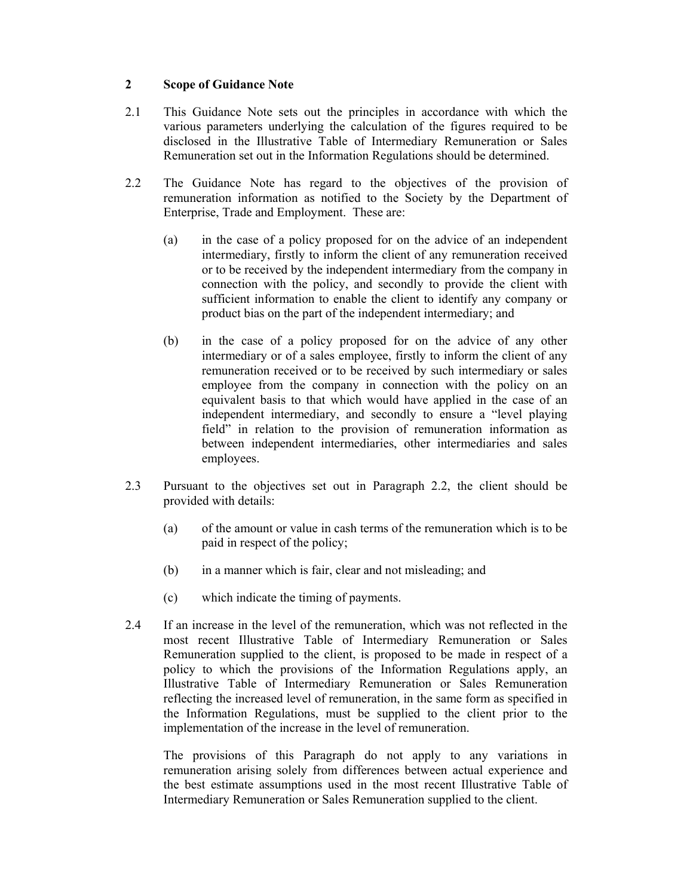## 2 Scope of Guidance Note

2.1 This Guidance Note sets out the principles in accordance with which the various parameters underlying the calculation of the figures required to be disclosed in the Illustrative Table of Intermediary Remuneration or Sales Remuneration set out in the Information Regulations should be determined.

2.2 The Guidance Note has regard to the objectives of the provision of remuneration information as notified to the Society by the Department of Enterprise, Trade and Employment. These are:

(a) in the case of a policy proposed for on the advice of an independent intermediary, firstly to inform the client of any remuneration received or to be received by the independent intermediary from the company in connection with the policy, and secondly to provide the client with sufficient information to enable the client to identify any company or product bias on the part of the independent intermediary; and

(b) in the case of a policy proposed for on the advice of any other intermediary or of a sales employee, firstly to inform the client of any remuneration received or to be received by such intermediary or sales employee from the company in connection with the policy on an equivalent basis to that which would have applied in the case of an independent intermediary, and secondly to ensure a "level playing field" in relation to the provision of remuneration information as between independent intermediaries, other intermediaries and sales employees.

2.3 Pursuant to the objectives set out in Paragraph 2.2, the client should be provided with details:

(a) of the amount or value in cash terms of the remuneration which is to be paid in respect of the policy;

(b) in a manner which is fair, clear and not misleading; and

(c) which indicate the timing of payments.

2.4 If an increase in the level of the remuneration, which was not reflected in the most recent Illustrative Table of Intermediary Remuneration or Sales Remuneration supplied to the client, is proposed to be made in respect of a policy to which the provisions of the Information Regulations apply, an Illustrative Table of Intermediary Remuneration or Sales Remuneration reflecting the increased level of remuneration, in the same form as specified in the Information Regulations, must be supplied to the client prior to the implementation of the increase in the level of remuneration.

The provisions of this Paragraph do not apply to any variations in remuneration arising solely from differences between actual experience and the best estimate assumptions used in the most recent Illustrative Table of Intermediary Remuneration or Sales Remuneration supplied to the client.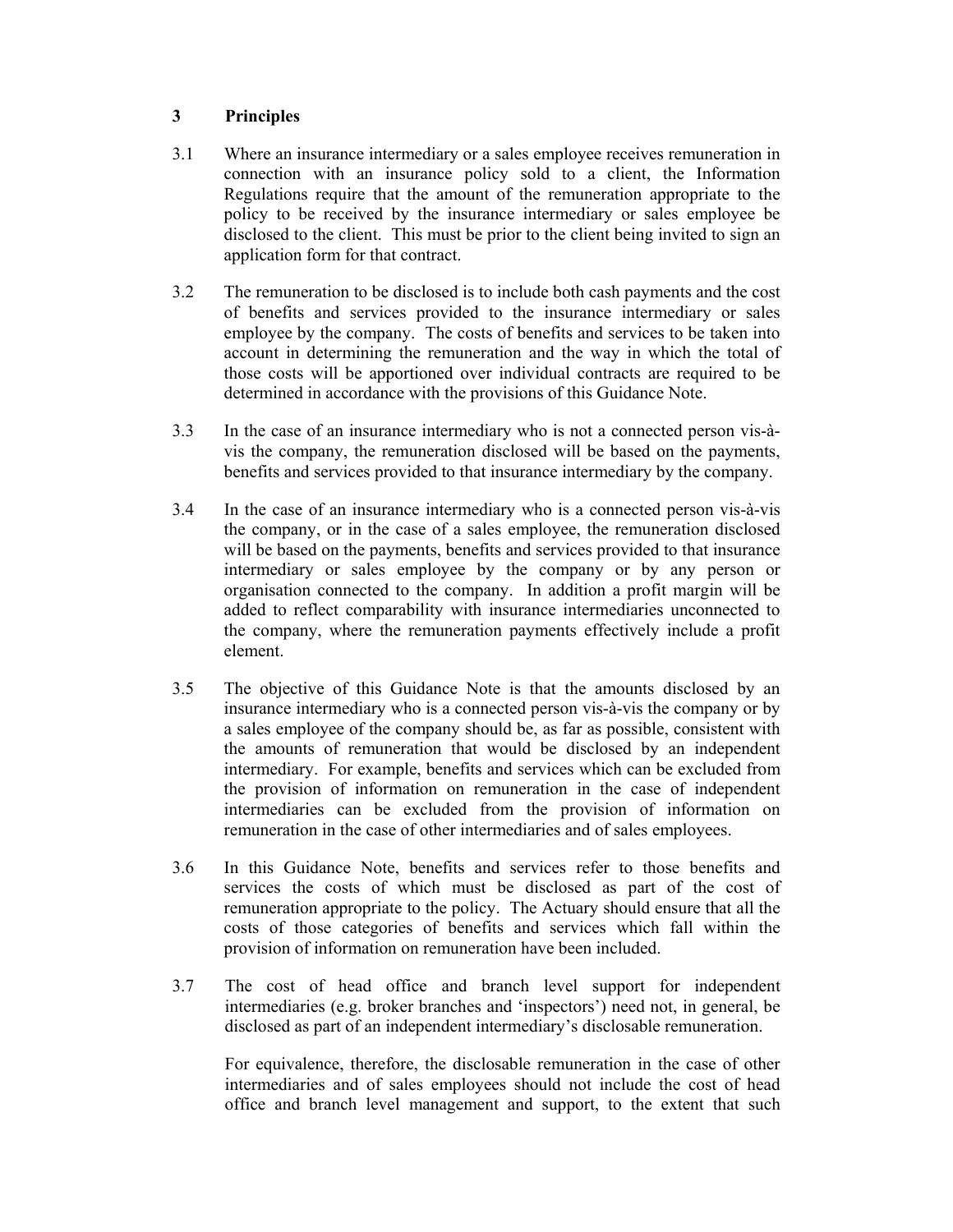## 3 Principles

3.1 Where an insurance intermediary or a sales employee receives remuneration in connection with an insurance policy sold to a client, the Information Regulations require that the amount of the remuneration appropriate to the policy to be received by the insurance intermediary or sales employee be disclosed to the client. This must be prior to the client being invited to sign an application form for that contract.

3.2 The remuneration to be disclosed is to include both cash payments and the cost of benefits and services provided to the insurance intermediary or sales employee by the company. The costs of benefits and services to be taken into account in determining the remuneration and the way in which the total of those costs will be apportioned over individual contracts are required to be determined in accordance with the provisions of this Guidance Note.

3.3 In the case of an insurance intermediary who is not a connected person vis-à-vis the company, the remuneration disclosed will be based on the payments, benefits and services provided to that insurance intermediary by the company.

3.4 In the case of an insurance intermediary who is a connected person vis-à-vis the company, or in the case of a sales employee, the remuneration disclosed will be based on the payments, benefits and services provided to that insurance intermediary or sales employee by the company or by any person or organisation connected to the company. In addition a profit margin will be added to reflect comparability with insurance intermediaries unconnected to the company, where the remuneration payments effectively include a profit element.

3.5 The objective of this Guidance Note is that the amounts disclosed by an insurance intermediary who is a connected person vis-à-vis the company or by a sales employee of the company should be, as far as possible, consistent with the amounts of remuneration that would be disclosed by an independent intermediary. For example, benefits and services which can be excluded from the provision of information on remuneration in the case of independent intermediaries can be excluded from the provision of information on remuneration in the case of other intermediaries and of sales employees.

3.6 In this Guidance Note, benefits and services refer to those benefits and services the costs of which must be disclosed as part of the cost of remuneration appropriate to the policy. The Actuary should ensure that all the costs of those categories of benefits and services which fall within the provision of information on remuneration have been included.

3.7 The cost of head office and branch level support for independent intermediaries (e.g. broker branches and 'inspectors') need not, in general, be disclosed as part of an independent intermediary's disclosable remuneration.

For equivalence, therefore, the disclosable remuneration in the case of other intermediaries and of sales employees should not include the cost of head office and branch level management and support, to the extent that such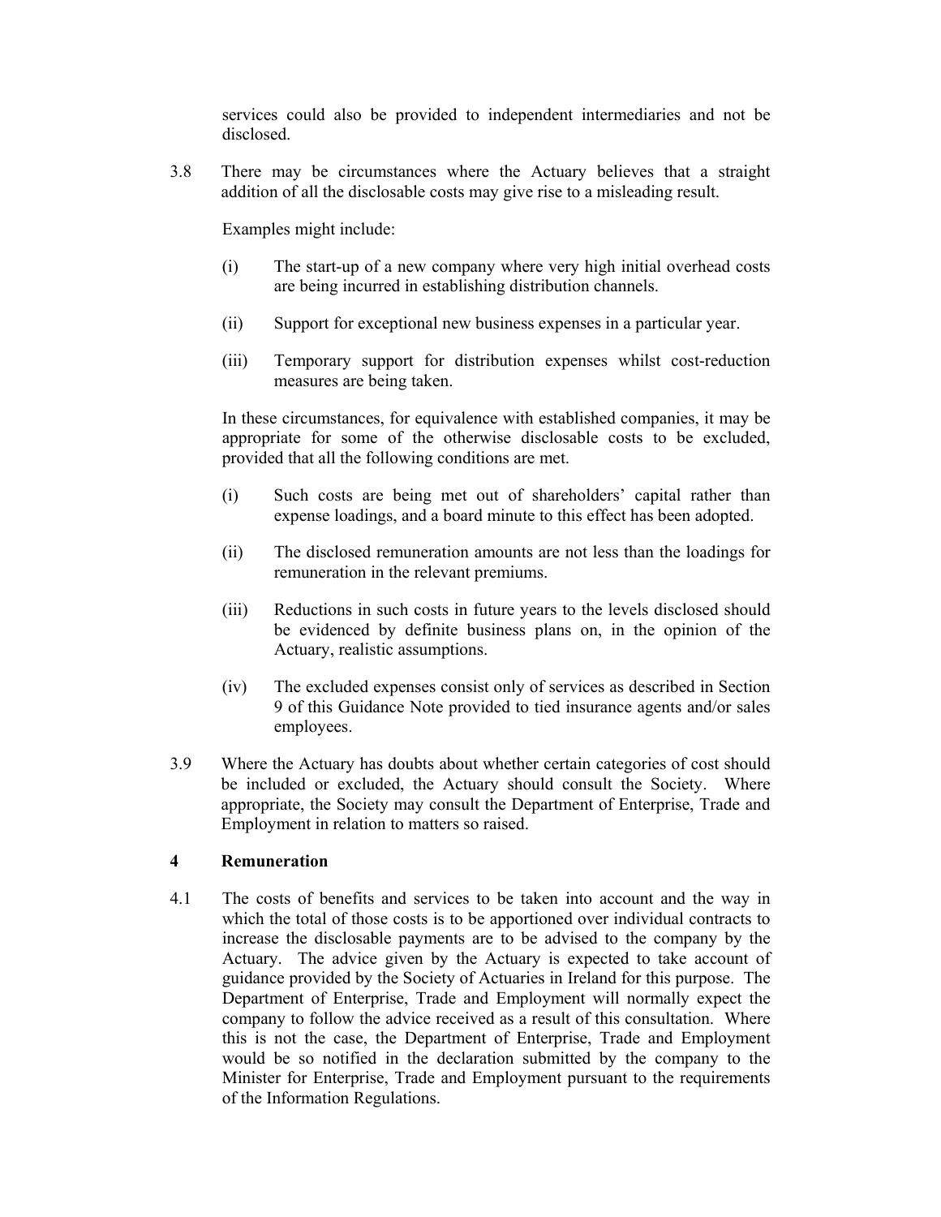services could also be provided to independent intermediaries and not be disclosed.

3.8 There may be circumstances where the Actuary believes that a straight addition of all the disclosable costs may give rise to a misleading result.

Examples might include:

(i) The start-up of a new company where very high initial overhead costs are being incurred in establishing distribution channels.

(ii) Support for exceptional new business expenses in a particular year.

(iii) Temporary support for distribution expenses whilst cost-reduction measures are being taken.

In these circumstances, for equivalence with established companies, it may be appropriate for some of the otherwise disclosable costs to be excluded, provided that all the following conditions are met.

(i) Such costs are being met out of shareholders' capital rather than expense loadings, and a board minute to this effect has been adopted.

(ii) The disclosed remuneration amounts are not less than the loadings for remuneration in the relevant premiums.

(iii) Reductions in such costs in future years to the levels disclosed should be evidenced by definite business plans on, in the opinion of the Actuary, realistic assumptions.

(iv) The excluded expenses consist only of services as described in Section 9 of this Guidance Note provided to tied insurance agents and/or sales employees.

3.9 Where the Actuary has doubts about whether certain categories of cost should be included or excluded, the Actuary should consult the Society. Where appropriate, the Society may consult the Department of Enterprise, Trade and Employment in relation to matters so raised.

## 4 Remuneration

4.1 The costs of benefits and services to be taken into account and the way in which the total of those costs is to be apportioned over individual contracts to increase the disclosable payments are to be advised to the company by the Actuary. The advice given by the Actuary is expected to take account of guidance provided by the Society of Actuaries in Ireland for this purpose. The Department of Enterprise, Trade and Employment will normally expect the company to follow the advice received as a result of this consultation. Where this is not the case, the Department of Enterprise, Trade and Employment would be so notified in the declaration submitted by the company to the Minister for Enterprise, Trade and Employment pursuant to the requirements of the Information Regulations.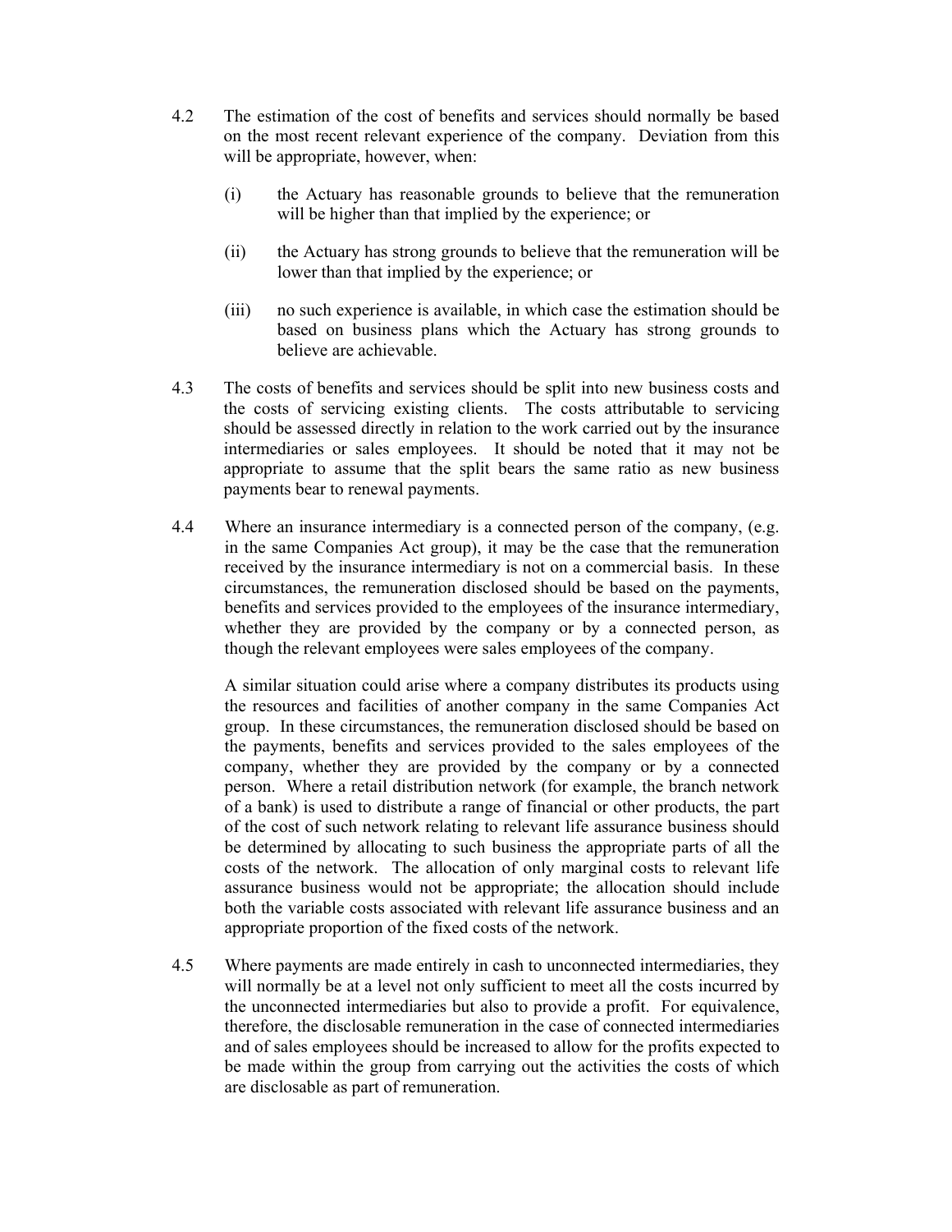4.2 The estimation of the cost of benefits and services should normally be based on the most recent relevant experience of the company. Deviation from this will be appropriate, however, when:

   (i) the Actuary has reasonable grounds to believe that the remuneration will be higher than that implied by the experience; or

   (ii) the Actuary has strong grounds to believe that the remuneration will be lower than that implied by the experience; or

   (iii) no such experience is available, in which case the estimation should be based on business plans which the Actuary has strong grounds to believe are achievable.

4.3 The costs of benefits and services should be split into new business costs and the costs of servicing existing clients. The costs attributable to servicing should be assessed directly in relation to the work carried out by the insurance intermediaries or sales employees. It should be noted that it may not be appropriate to assume that the split bears the same ratio as new business payments bear to renewal payments.

4.4 Where an insurance intermediary is a connected person of the company, (e.g. in the same Companies Act group), it may be the case that the remuneration received by the insurance intermediary is not on a commercial basis. In these circumstances, the remuneration disclosed should be based on the payments, benefits and services provided to the employees of the insurance intermediary, whether they are provided by the company or by a connected person, as though the relevant employees were sales employees of the company.

   A similar situation could arise where a company distributes its products using the resources and facilities of another company in the same Companies Act group. In these circumstances, the remuneration disclosed should be based on the payments, benefits and services provided to the sales employees of the company, whether they are provided by the company or by a connected person. Where a retail distribution network (for example, the branch network of a bank) is used to distribute a range of financial or other products, the part of the cost of such network relating to relevant life assurance business should be determined by allocating to such business the appropriate parts of all the costs of the network. The allocation of only marginal costs to relevant life assurance business would not be appropriate; the allocation should include both the variable costs associated with relevant life assurance business and an appropriate proportion of the fixed costs of the network.

4.5 Where payments are made entirely in cash to unconnected intermediaries, they will normally be at a level not only sufficient to meet all the costs incurred by the unconnected intermediaries but also to provide a profit. For equivalence, therefore, the disclosable remuneration in the case of connected intermediaries and of sales employees should be increased to allow for the profits expected to be made within the group from carrying out the activities the costs of which are disclosable as part of remuneration.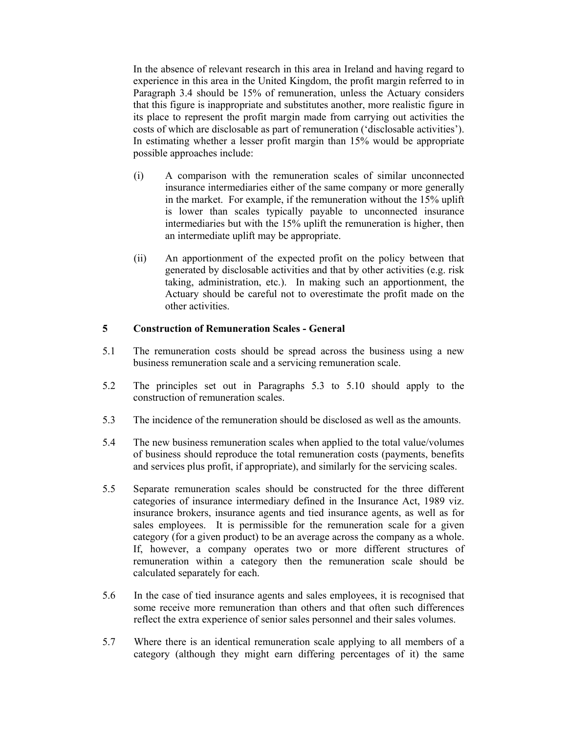In the absence of relevant research in this area in Ireland and having regard to experience in this area in the United Kingdom, the profit margin referred to in Paragraph 3.4 should be 15% of remuneration, unless the Actuary considers that this figure is inappropriate and substitutes another, more realistic figure in its place to represent the profit margin made from carrying out activities the costs of which are disclosable as part of remuneration ('disclosable activities'). In estimating whether a lesser profit margin than 15% would be appropriate possible approaches include:

(i) A comparison with the remuneration scales of similar unconnected insurance intermediaries either of the same company or more generally in the market. For example, if the remuneration without the 15% uplift is lower than scales typically payable to unconnected insurance intermediaries but with the 15% uplift the remuneration is higher, then an intermediate uplift may be appropriate.

(ii) An apportionment of the expected profit on the policy between that generated by disclosable activities and that by other activities (e.g. risk taking, administration, etc.). In making such an apportionment, the Actuary should be careful not to overestimate the profit made on the other activities.

## 5 Construction of Remuneration Scales - General

5.1 The remuneration costs should be spread across the business using a new business remuneration scale and a servicing remuneration scale.

5.2 The principles set out in Paragraphs 5.3 to 5.10 should apply to the construction of remuneration scales.

5.3 The incidence of the remuneration should be disclosed as well as the amounts.

5.4 The new business remuneration scales when applied to the total value/volumes of business should reproduce the total remuneration costs (payments, benefits and services plus profit, if appropriate), and similarly for the servicing scales.

5.5 Separate remuneration scales should be constructed for the three different categories of insurance intermediary defined in the Insurance Act, 1989 viz. insurance brokers, insurance agents and tied insurance agents, as well as for sales employees. It is permissible for the remuneration scale for a given category (for a given product) to be an average across the company as a whole. If, however, a company operates two or more different structures of remuneration within a category then the remuneration scale should be calculated separately for each.

5.6 In the case of tied insurance agents and sales employees, it is recognised that some receive more remuneration than others and that often such differences reflect the extra experience of senior sales personnel and their sales volumes.

5.7 Where there is an identical remuneration scale applying to all members of a category (although they might earn differing percentages of it) the same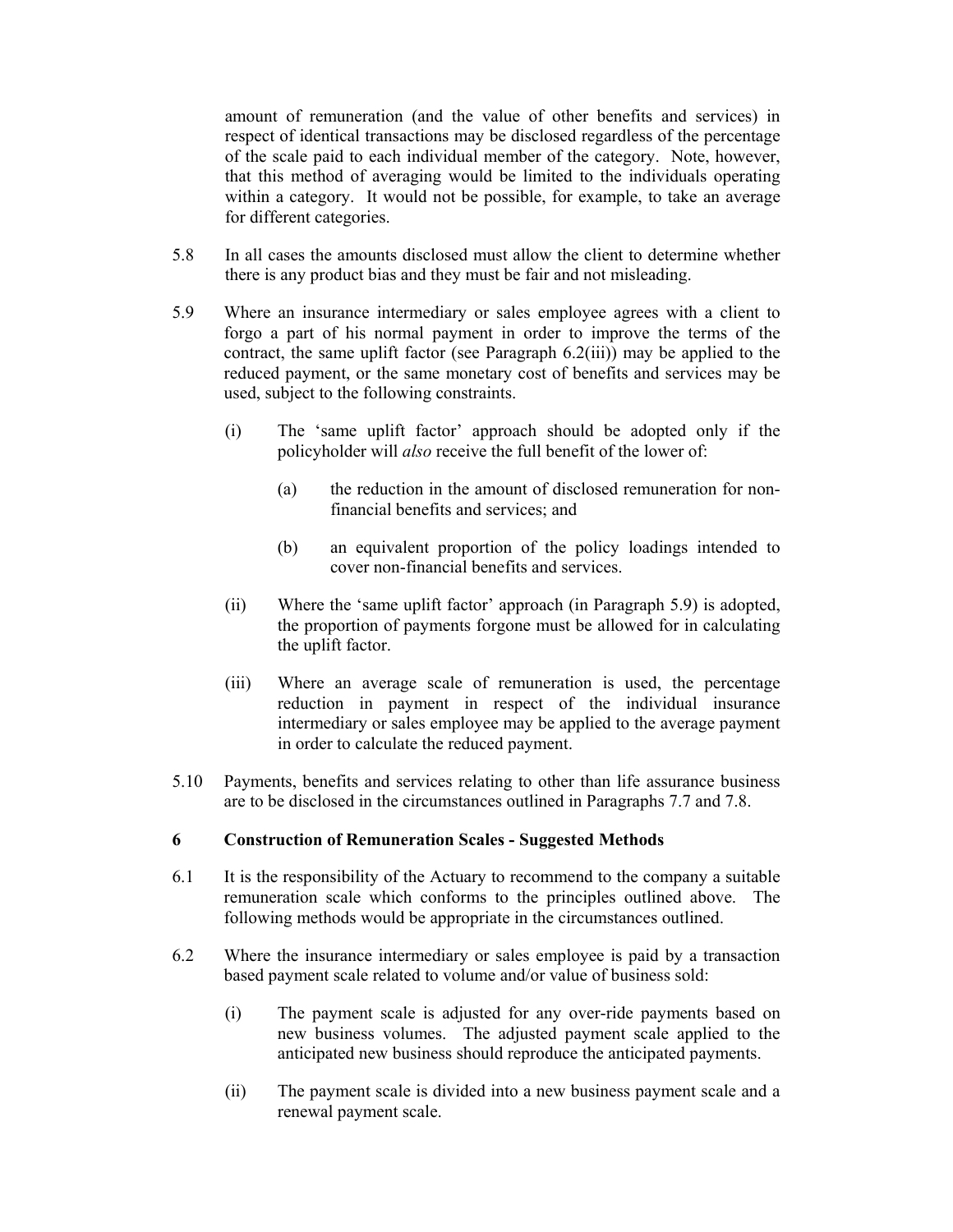amount of remuneration (and the value of other benefits and services) in respect of identical transactions may be disclosed regardless of the percentage of the scale paid to each individual member of the category. Note, however, that this method of averaging would be limited to the individuals operating within a category. It would not be possible, for example, to take an average for different categories.

5.8 In all cases the amounts disclosed must allow the client to determine whether there is any product bias and they must be fair and not misleading.

5.9 Where an insurance intermediary or sales employee agrees with a client to forgo a part of his normal payment in order to improve the terms of the contract, the same uplift factor (see Paragraph 6.2(iii)) may be applied to the reduced payment, or the same monetary cost of benefits and services may be used, subject to the following constraints.

(i) The 'same uplift factor' approach should be adopted only if the policyholder will *also* receive the full benefit of the lower of:

(a) the reduction in the amount of disclosed remuneration for non-financial benefits and services; and

(b) an equivalent proportion of the policy loadings intended to cover non-financial benefits and services.

(ii) Where the 'same uplift factor' approach (in Paragraph 5.9) is adopted, the proportion of payments forgone must be allowed for in calculating the uplift factor.

(iii) Where an average scale of remuneration is used, the percentage reduction in payment in respect of the individual insurance intermediary or sales employee may be applied to the average payment in order to calculate the reduced payment.

5.10 Payments, benefits and services relating to other than life assurance business are to be disclosed in the circumstances outlined in Paragraphs 7.7 and 7.8.

## 6 Construction of Remuneration Scales - Suggested Methods

6.1 It is the responsibility of the Actuary to recommend to the company a suitable remuneration scale which conforms to the principles outlined above. The following methods would be appropriate in the circumstances outlined.

6.2 Where the insurance intermediary or sales employee is paid by a transaction based payment scale related to volume and/or value of business sold:

(i) The payment scale is adjusted for any over-ride payments based on new business volumes. The adjusted payment scale applied to the anticipated new business should reproduce the anticipated payments.

(ii) The payment scale is divided into a new business payment scale and a renewal payment scale.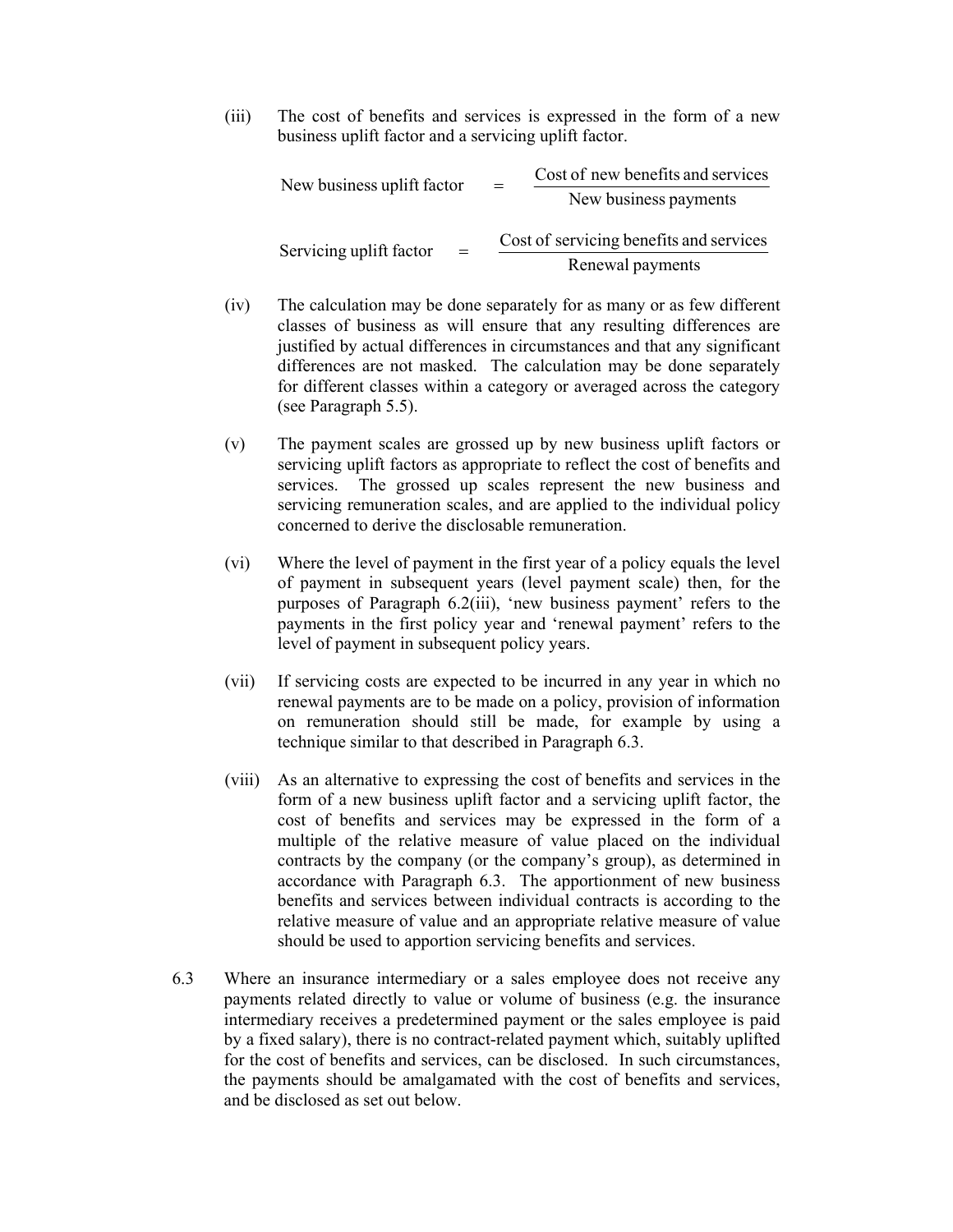(iii) The cost of benefits and services is expressed in the form of a new business uplift factor and a servicing uplift factor.

$$\text{New business uplift factor} = \frac{\text{Cost of new benefits and services}}{\text{New business payments}}$$

$$\text{Servicing uplift factor} = \frac{\text{Cost of servicing benefits and services}}{\text{Renewal payments}}$$

(iv) The calculation may be done separately for as many or as few different classes of business as will ensure that any resulting differences are justified by actual differences in circumstances and that any significant differences are not masked. The calculation may be done separately for different classes within a category or averaged across the category (see Paragraph 5.5).

(v) The payment scales are grossed up by new business uplift factors or servicing uplift factors as appropriate to reflect the cost of benefits and services. The grossed up scales represent the new business and servicing remuneration scales, and are applied to the individual policy concerned to derive the disclosable remuneration.

(vi) Where the level of payment in the first year of a policy equals the level of payment in subsequent years (level payment scale) then, for the purposes of Paragraph 6.2(iii), 'new business payment' refers to the payments in the first policy year and 'renewal payment' refers to the level of payment in subsequent policy years.

(vii) If servicing costs are expected to be incurred in any year in which no renewal payments are to be made on a policy, provision of information on remuneration should still be made, for example by using a technique similar to that described in Paragraph 6.3.

(viii) As an alternative to expressing the cost of benefits and services in the form of a new business uplift factor and a servicing uplift factor, the cost of benefits and services may be expressed in the form of a multiple of the relative measure of value placed on the individual contracts by the company (or the company's group), as determined in accordance with Paragraph 6.3. The apportionment of new business benefits and services between individual contracts is according to the relative measure of value and an appropriate relative measure of value should be used to apportion servicing benefits and services.

6.3 Where an insurance intermediary or a sales employee does not receive any payments related directly to value or volume of business (e.g. the insurance intermediary receives a predetermined payment or the sales employee is paid by a fixed salary), there is no contract-related payment which, suitably uplifted for the cost of benefits and services, can be disclosed. In such circumstances, the payments should be amalgamated with the cost of benefits and services, and be disclosed as set out below.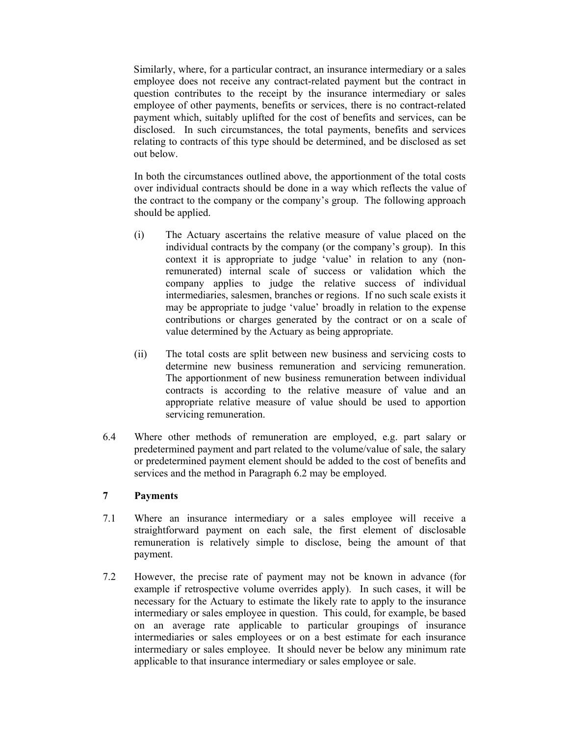Similarly, where, for a particular contract, an insurance intermediary or a sales employee does not receive any contract-related payment but the contract in question contributes to the receipt by the insurance intermediary or sales employee of other payments, benefits or services, there is no contract-related payment which, suitably uplifted for the cost of benefits and services, can be disclosed. In such circumstances, the total payments, benefits and services relating to contracts of this type should be determined, and be disclosed as set out below.

In both the circumstances outlined above, the apportionment of the total costs over individual contracts should be done in a way which reflects the value of the contract to the company or the company's group. The following approach should be applied.

(i) The Actuary ascertains the relative measure of value placed on the individual contracts by the company (or the company's group). In this context it is appropriate to judge 'value' in relation to any (non-remunerated) internal scale of success or validation which the company applies to judge the relative success of individual intermediaries, salesmen, branches or regions. If no such scale exists it may be appropriate to judge 'value' broadly in relation to the expense contributions or charges generated by the contract or on a scale of value determined by the Actuary as being appropriate.

(ii) The total costs are split between new business and servicing costs to determine new business remuneration and servicing remuneration. The apportionment of new business remuneration between individual contracts is according to the relative measure of value and an appropriate relative measure of value should be used to apportion servicing remuneration.

6.4 Where other methods of remuneration are employed, e.g. part salary or predetermined payment and part related to the volume/value of sale, the salary or predetermined payment element should be added to the cost of benefits and services and the method in Paragraph 6.2 may be employed.

## 7 Payments

7.1 Where an insurance intermediary or a sales employee will receive a straightforward payment on each sale, the first element of disclosable remuneration is relatively simple to disclose, being the amount of that payment.

7.2 However, the precise rate of payment may not be known in advance (for example if retrospective volume overrides apply). In such cases, it will be necessary for the Actuary to estimate the likely rate to apply to the insurance intermediary or sales employee in question. This could, for example, be based on an average rate applicable to particular groupings of insurance intermediaries or sales employees or on a best estimate for each insurance intermediary or sales employee. It should never be below any minimum rate applicable to that insurance intermediary or sales employee or sale.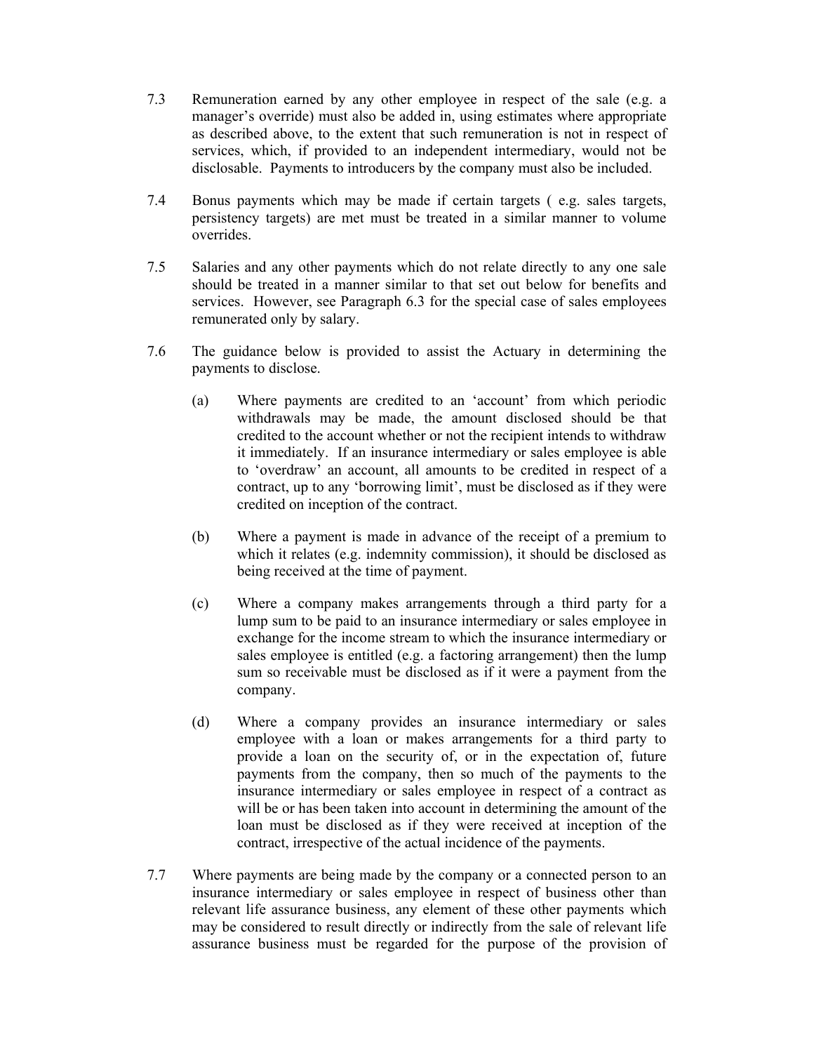7.3 Remuneration earned by any other employee in respect of the sale (e.g. a manager's override) must also be added in, using estimates where appropriate as described above, to the extent that such remuneration is not in respect of services, which, if provided to an independent intermediary, would not be disclosable. Payments to introducers by the company must also be included.

7.4 Bonus payments which may be made if certain targets ( e.g. sales targets, persistency targets) are met must be treated in a similar manner to volume overrides.

7.5 Salaries and any other payments which do not relate directly to any one sale should be treated in a manner similar to that set out below for benefits and services. However, see Paragraph 6.3 for the special case of sales employees remunerated only by salary.

7.6 The guidance below is provided to assist the Actuary in determining the payments to disclose.

(a) Where payments are credited to an 'account' from which periodic withdrawals may be made, the amount disclosed should be that credited to the account whether or not the recipient intends to withdraw it immediately. If an insurance intermediary or sales employee is able to 'overdraw' an account, all amounts to be credited in respect of a contract, up to any 'borrowing limit', must be disclosed as if they were credited on inception of the contract.

(b) Where a payment is made in advance of the receipt of a premium to which it relates (e.g. indemnity commission), it should be disclosed as being received at the time of payment.

(c) Where a company makes arrangements through a third party for a lump sum to be paid to an insurance intermediary or sales employee in exchange for the income stream to which the insurance intermediary or sales employee is entitled (e.g. a factoring arrangement) then the lump sum so receivable must be disclosed as if it were a payment from the company.

(d) Where a company provides an insurance intermediary or sales employee with a loan or makes arrangements for a third party to provide a loan on the security of, or in the expectation of, future payments from the company, then so much of the payments to the insurance intermediary or sales employee in respect of a contract as will be or has been taken into account in determining the amount of the loan must be disclosed as if they were received at inception of the contract, irrespective of the actual incidence of the payments.

7.7 Where payments are being made by the company or a connected person to an insurance intermediary or sales employee in respect of business other than relevant life assurance business, any element of these other payments which may be considered to result directly or indirectly from the sale of relevant life assurance business must be regarded for the purpose of the provision of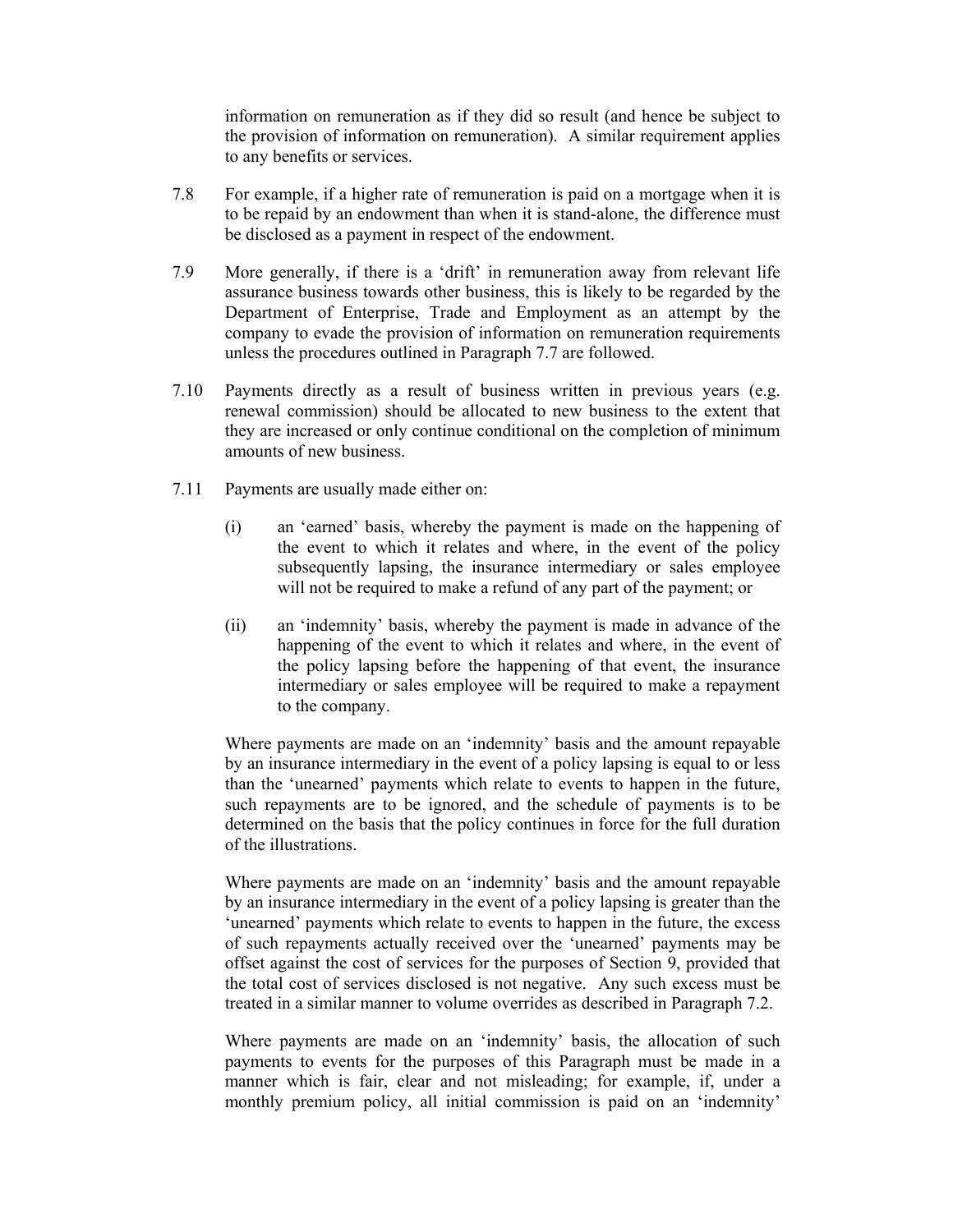information on remuneration as if they did so result (and hence be subject to the provision of information on remuneration). A similar requirement applies to any benefits or services.

7.8 For example, if a higher rate of remuneration is paid on a mortgage when it is to be repaid by an endowment than when it is stand-alone, the difference must be disclosed as a payment in respect of the endowment.

7.9 More generally, if there is a 'drift' in remuneration away from relevant life assurance business towards other business, this is likely to be regarded by the Department of Enterprise, Trade and Employment as an attempt by the company to evade the provision of information on remuneration requirements unless the procedures outlined in Paragraph 7.7 are followed.

7.10 Payments directly as a result of business written in previous years (e.g. renewal commission) should be allocated to new business to the extent that they are increased or only continue conditional on the completion of minimum amounts of new business.

7.11 Payments are usually made either on:

(i) an 'earned' basis, whereby the payment is made on the happening of the event to which it relates and where, in the event of the policy subsequently lapsing, the insurance intermediary or sales employee will not be required to make a refund of any part of the payment; or

(ii) an 'indemnity' basis, whereby the payment is made in advance of the happening of the event to which it relates and where, in the event of the policy lapsing before the happening of that event, the insurance intermediary or sales employee will be required to make a repayment to the company.

Where payments are made on an 'indemnity' basis and the amount repayable by an insurance intermediary in the event of a policy lapsing is equal to or less than the 'unearned' payments which relate to events to happen in the future, such repayments are to be ignored, and the schedule of payments is to be determined on the basis that the policy continues in force for the full duration of the illustrations.

Where payments are made on an 'indemnity' basis and the amount repayable by an insurance intermediary in the event of a policy lapsing is greater than the 'unearned' payments which relate to events to happen in the future, the excess of such repayments actually received over the 'unearned' payments may be offset against the cost of services for the purposes of Section 9, provided that the total cost of services disclosed is not negative. Any such excess must be treated in a similar manner to volume overrides as described in Paragraph 7.2.

Where payments are made on an 'indemnity' basis, the allocation of such payments to events for the purposes of this Paragraph must be made in a manner which is fair, clear and not misleading; for example, if, under a monthly premium policy, all initial commission is paid on an 'indemnity'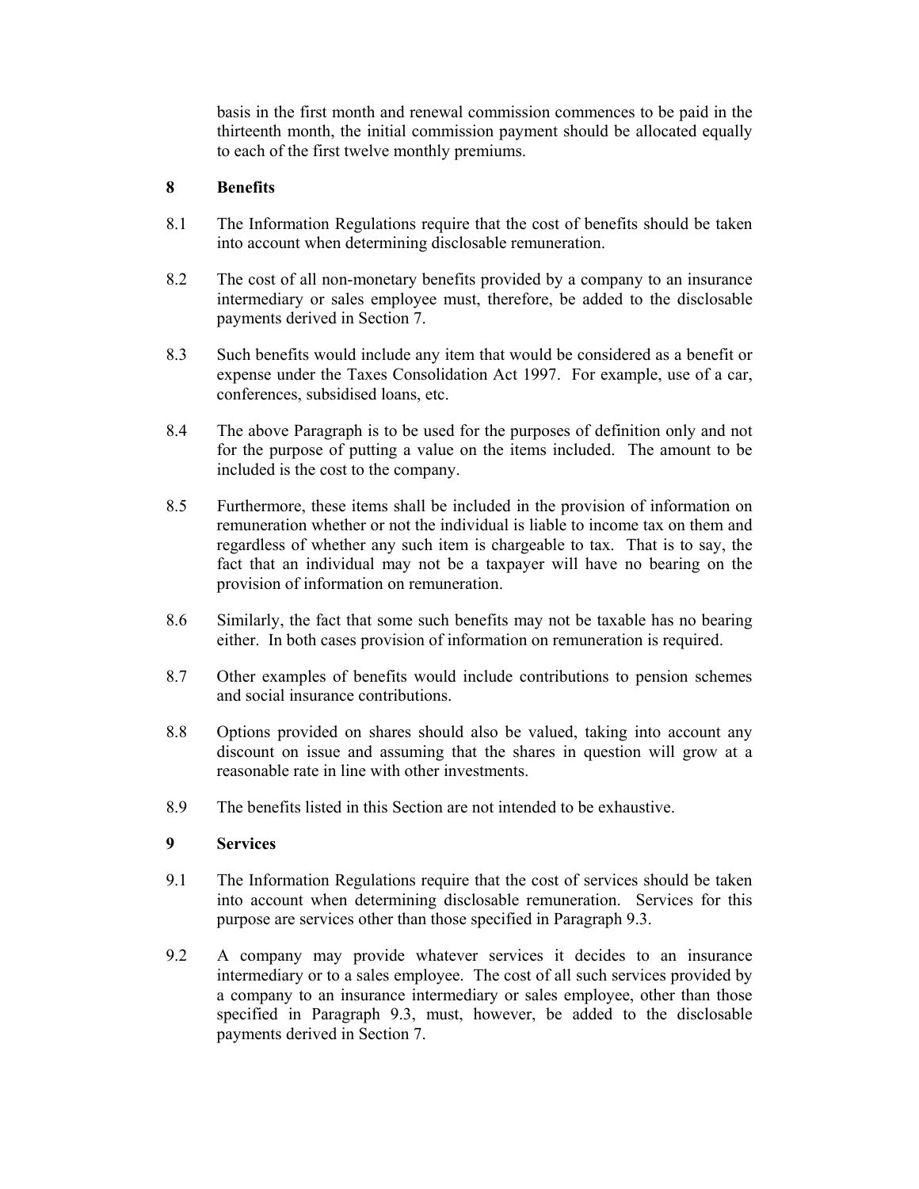basis in the first month and renewal commission commences to be paid in the thirteenth month, the initial commission payment should be allocated equally to each of the first twelve monthly premiums.

## 8 Benefits

8.1 The Information Regulations require that the cost of benefits should be taken into account when determining disclosable remuneration.

8.2 The cost of all non-monetary benefits provided by a company to an insurance intermediary or sales employee must, therefore, be added to the disclosable payments derived in Section 7.

8.3 Such benefits would include any item that would be considered as a benefit or expense under the Taxes Consolidation Act 1997. For example, use of a car, conferences, subsidised loans, etc.

8.4 The above Paragraph is to be used for the purposes of definition only and not for the purpose of putting a value on the items included. The amount to be included is the cost to the company.

8.5 Furthermore, these items shall be included in the provision of information on remuneration whether or not the individual is liable to income tax on them and regardless of whether any such item is chargeable to tax. That is to say, the fact that an individual may not be a taxpayer will have no bearing on the provision of information on remuneration.

8.6 Similarly, the fact that some such benefits may not be taxable has no bearing either. In both cases provision of information on remuneration is required.

8.7 Other examples of benefits would include contributions to pension schemes and social insurance contributions.

8.8 Options provided on shares should also be valued, taking into account any discount on issue and assuming that the shares in question will grow at a reasonable rate in line with other investments.

8.9 The benefits listed in this Section are not intended to be exhaustive.

## 9 Services

9.1 The Information Regulations require that the cost of services should be taken into account when determining disclosable remuneration. Services for this purpose are services other than those specified in Paragraph 9.3.

9.2 A company may provide whatever services it decides to an insurance intermediary or to a sales employee. The cost of all such services provided by a company to an insurance intermediary or sales employee, other than those specified in Paragraph 9.3, must, however, be added to the disclosable payments derived in Section 7.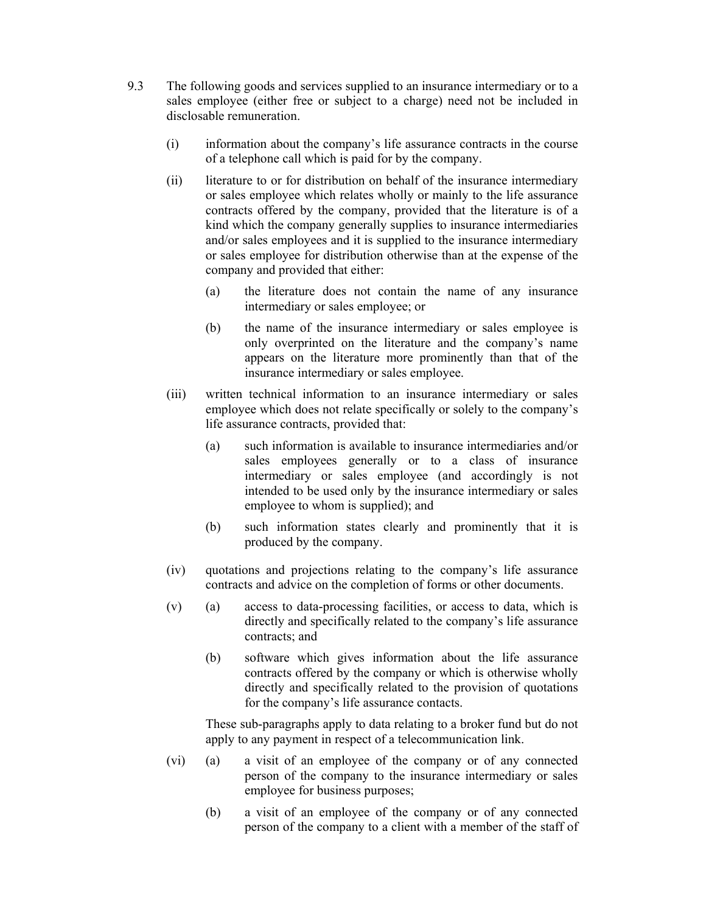9.3 The following goods and services supplied to an insurance intermediary or to a sales employee (either free or subject to a charge) need not be included in disclosable remuneration.

(i) information about the company's life assurance contracts in the course of a telephone call which is paid for by the company.

(ii) literature to or for distribution on behalf of the insurance intermediary or sales employee which relates wholly or mainly to the life assurance contracts offered by the company, provided that the literature is of a kind which the company generally supplies to insurance intermediaries and/or sales employees and it is supplied to the insurance intermediary or sales employee for distribution otherwise than at the expense of the company and provided that either:

(a) the literature does not contain the name of any insurance intermediary or sales employee; or

(b) the name of the insurance intermediary or sales employee is only overprinted on the literature and the company's name appears on the literature more prominently than that of the insurance intermediary or sales employee.

(iii) written technical information to an insurance intermediary or sales employee which does not relate specifically or solely to the company's life assurance contracts, provided that:

(a) such information is available to insurance intermediaries and/or sales employees generally or to a class of insurance intermediary or sales employee (and accordingly is not intended to be used only by the insurance intermediary or sales employee to whom is supplied); and

(b) such information states clearly and prominently that it is produced by the company.

(iv) quotations and projections relating to the company's life assurance contracts and advice on the completion of forms or other documents.

(v) (a) access to data-processing facilities, or access to data, which is directly and specifically related to the company's life assurance contracts; and

(b) software which gives information about the life assurance contracts offered by the company or which is otherwise wholly directly and specifically related to the provision of quotations for the company's life assurance contacts.

These sub-paragraphs apply to data relating to a broker fund but do not apply to any payment in respect of a telecommunication link.

(vi) (a) a visit of an employee of the company or of any connected person of the company to the insurance intermediary or sales employee for business purposes;

(b) a visit of an employee of the company or of any connected person of the company to a client with a member of the staff of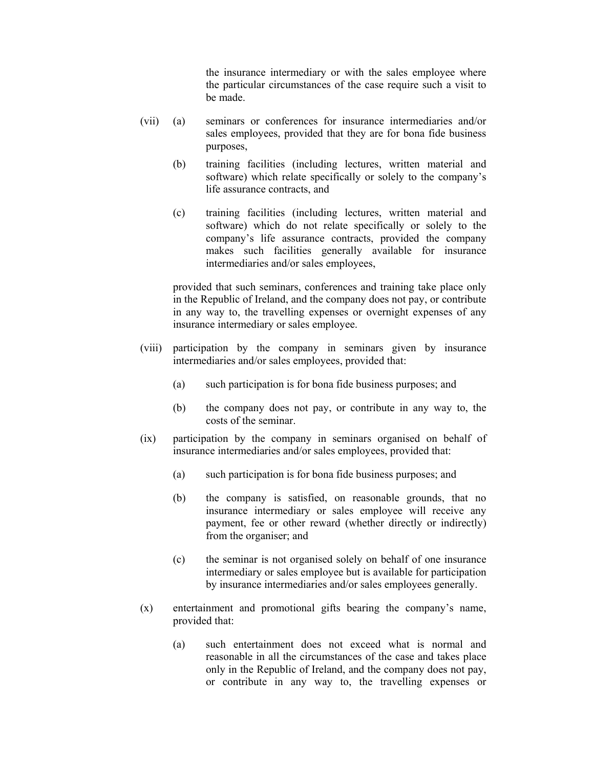the insurance intermediary or with the sales employee where the particular circumstances of the case require such a visit to be made.

(vii) (a) seminars or conferences for insurance intermediaries and/or sales employees, provided that they are for bona fide business purposes,

(b) training facilities (including lectures, written material and software) which relate specifically or solely to the company's life assurance contracts, and

(c) training facilities (including lectures, written material and software) which do not relate specifically or solely to the company's life assurance contracts, provided the company makes such facilities generally available for insurance intermediaries and/or sales employees,

provided that such seminars, conferences and training take place only in the Republic of Ireland, and the company does not pay, or contribute in any way to, the travelling expenses or overnight expenses of any insurance intermediary or sales employee.

(viii) participation by the company in seminars given by insurance intermediaries and/or sales employees, provided that:

(a) such participation is for bona fide business purposes; and

(b) the company does not pay, or contribute in any way to, the costs of the seminar.

(ix) participation by the company in seminars organised on behalf of insurance intermediaries and/or sales employees, provided that:

(a) such participation is for bona fide business purposes; and

(b) the company is satisfied, on reasonable grounds, that no insurance intermediary or sales employee will receive any payment, fee or other reward (whether directly or indirectly) from the organiser; and

(c) the seminar is not organised solely on behalf of one insurance intermediary or sales employee but is available for participation by insurance intermediaries and/or sales employees generally.

(x) entertainment and promotional gifts bearing the company's name, provided that:

(a) such entertainment does not exceed what is normal and reasonable in all the circumstances of the case and takes place only in the Republic of Ireland, and the company does not pay, or contribute in any way to, the travelling expenses or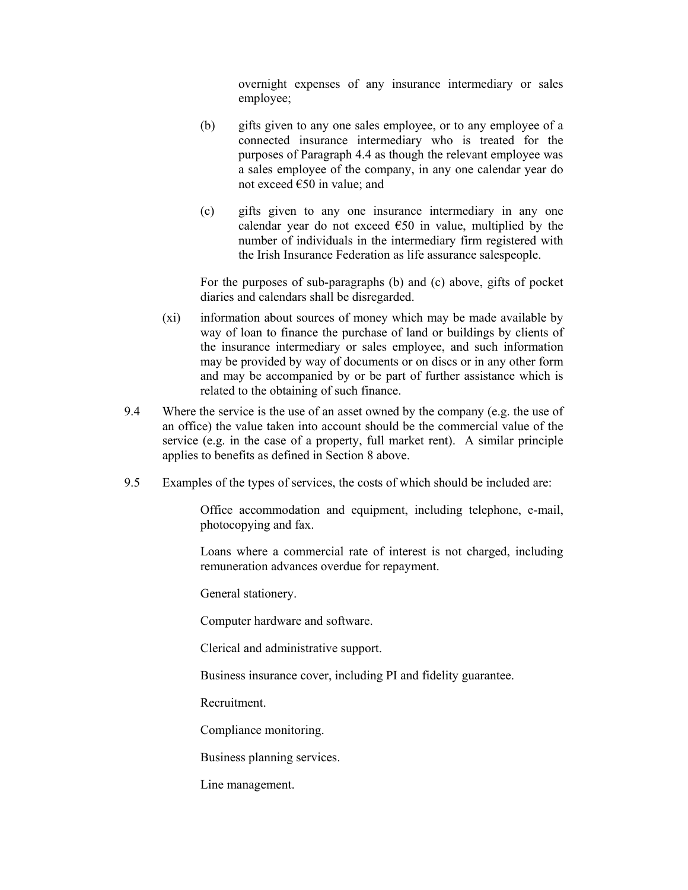overnight expenses of any insurance intermediary or sales employee;

(b) gifts given to any one sales employee, or to any employee of a connected insurance intermediary who is treated for the purposes of Paragraph 4.4 as though the relevant employee was a sales employee of the company, in any one calendar year do not exceed €50 in value; and

(c) gifts given to any one insurance intermediary in any one calendar year do not exceed €50 in value, multiplied by the number of individuals in the intermediary firm registered with the Irish Insurance Federation as life assurance salespeople.

For the purposes of sub-paragraphs (b) and (c) above, gifts of pocket diaries and calendars shall be disregarded.

(xi) information about sources of money which may be made available by way of loan to finance the purchase of land or buildings by clients of the insurance intermediary or sales employee, and such information may be provided by way of documents or on discs or in any other form and may be accompanied by or be part of further assistance which is related to the obtaining of such finance.

9.4 Where the service is the use of an asset owned by the company (e.g. the use of an office) the value taken into account should be the commercial value of the service (e.g. in the case of a property, full market rent). A similar principle applies to benefits as defined in Section 8 above.

9.5 Examples of the types of services, the costs of which should be included are:

Office accommodation and equipment, including telephone, e-mail, photocopying and fax.

Loans where a commercial rate of interest is not charged, including remuneration advances overdue for repayment.

General stationery.

Computer hardware and software.

Clerical and administrative support.

Business insurance cover, including PI and fidelity guarantee.

Recruitment.

Compliance monitoring.

Business planning services.

Line management.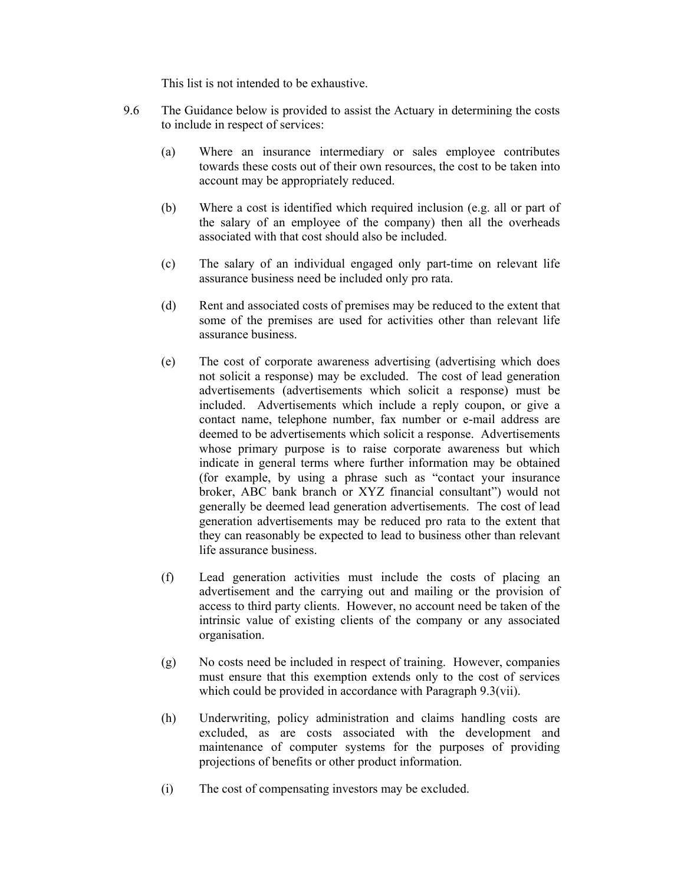This list is not intended to be exhaustive.

9.6 The Guidance below is provided to assist the Actuary in determining the costs to include in respect of services:

(a) Where an insurance intermediary or sales employee contributes towards these costs out of their own resources, the cost to be taken into account may be appropriately reduced.

(b) Where a cost is identified which required inclusion (e.g. all or part of the salary of an employee of the company) then all the overheads associated with that cost should also be included.

(c) The salary of an individual engaged only part-time on relevant life assurance business need be included only pro rata.

(d) Rent and associated costs of premises may be reduced to the extent that some of the premises are used for activities other than relevant life assurance business.

(e) The cost of corporate awareness advertising (advertising which does not solicit a response) may be excluded. The cost of lead generation advertisements (advertisements which solicit a response) must be included. Advertisements which include a reply coupon, or give a contact name, telephone number, fax number or e-mail address are deemed to be advertisements which solicit a response. Advertisements whose primary purpose is to raise corporate awareness but which indicate in general terms where further information may be obtained (for example, by using a phrase such as "contact your insurance broker, ABC bank branch or XYZ financial consultant") would not generally be deemed lead generation advertisements. The cost of lead generation advertisements may be reduced pro rata to the extent that they can reasonably be expected to lead to business other than relevant life assurance business.

(f) Lead generation activities must include the costs of placing an advertisement and the carrying out and mailing or the provision of access to third party clients. However, no account need be taken of the intrinsic value of existing clients of the company or any associated organisation.

(g) No costs need be included in respect of training. However, companies must ensure that this exemption extends only to the cost of services which could be provided in accordance with Paragraph 9.3(vii).

(h) Underwriting, policy administration and claims handling costs are excluded, as are costs associated with the development and maintenance of computer systems for the purposes of providing projections of benefits or other product information.

(i) The cost of compensating investors may be excluded.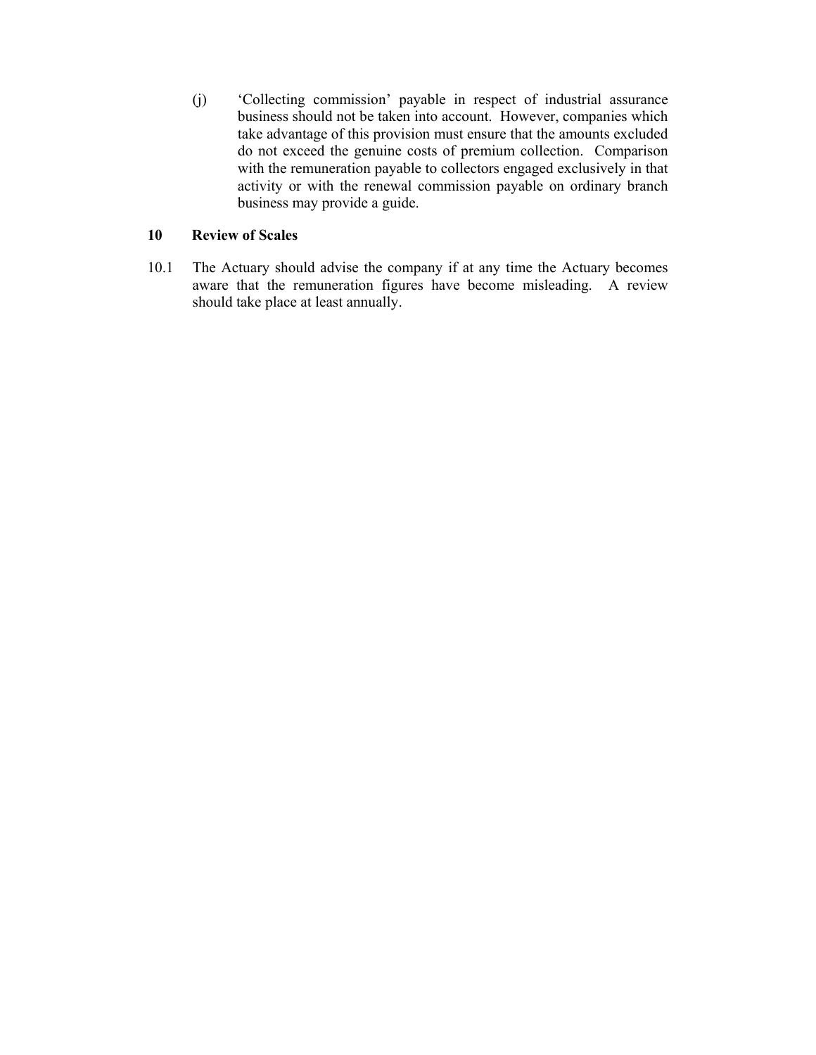(j) 'Collecting commission' payable in respect of industrial assurance business should not be taken into account. However, companies which take advantage of this provision must ensure that the amounts excluded do not exceed the genuine costs of premium collection. Comparison with the remuneration payable to collectors engaged exclusively in that activity or with the renewal commission payable on ordinary branch business may provide a guide.

## 10 Review of Scales

10.1 The Actuary should advise the company if at any time the Actuary becomes aware that the remuneration figures have become misleading. A review should take place at least annually.